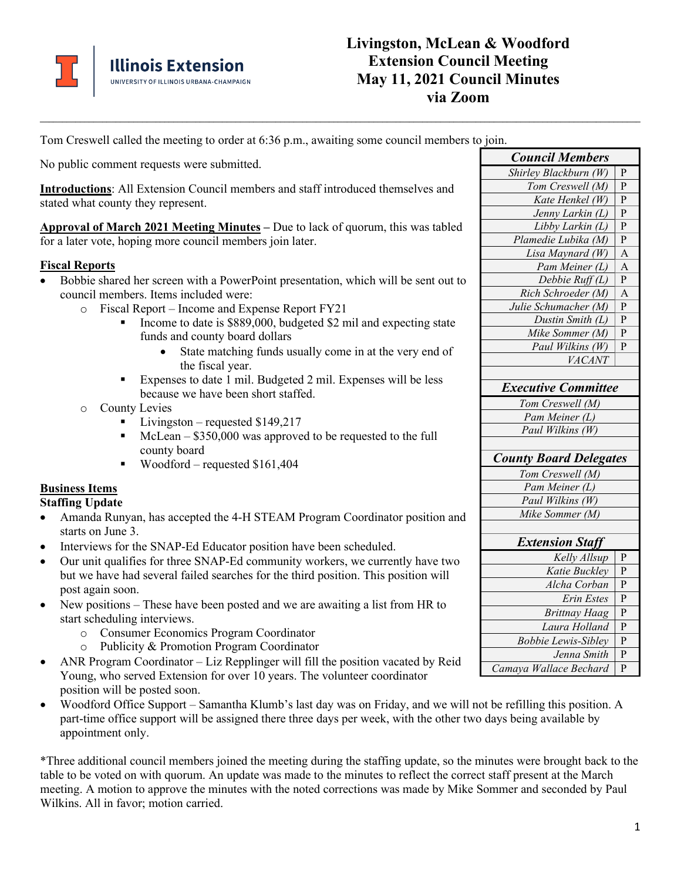# Livingston, McLean & Woodford Extension Council Meeting May 11, 2021 Council Minutes via Zoom

Tom Creswell called the meeting to order at 6:36 p.m., awaiting some council members to join.

No public comment requests were submitted.

**Introductions**: All Extension Council members and staff introduced themselves and stated what county they represent.

**Approval of March 2021 Meeting Minutes** – Due to lack of quorum, this was tabled for a later vote, hoping more council members join later.

**Fiscal Reports**

- Bobbie shared her screen with a PowerPoint presentation, which will be sent out to council members. Items included were:
  - Fiscal Report – Income and Expense Report FY21
    - Income to date is $889,000, budgeted $2 mil and expecting state funds and county board dollars
      - State matching funds usually come in at the very end of the fiscal year.
    - Expenses to date 1 mil. Budgeted 2 mil. Expenses will be less because we have been short staffed.
  - County Levies
    - Livingston – requested $149,217
    - McLean – $350,000 was approved to be requested to the full county board
    - Woodford – requested $161,404

**Business Items**

**Staffing Update**

- Amanda Runyan, has accepted the 4-H STEAM Program Coordinator position and starts on June 3.
- Interviews for the SNAP-Ed Educator position have been scheduled.
- Our unit qualifies for three SNAP-Ed community workers, we currently have two but we have had several failed searches for the third position. This position will post again soon.
- New positions – These have been posted and we are awaiting a list from HR to start scheduling interviews.
  - Consumer Economics Program Coordinator
  - Publicity & Promotion Program Coordinator
- ANR Program Coordinator – Liz Repplinger will fill the position vacated by Reid Young, who served Extension for over 10 years. The volunteer coordinator position will be posted soon.
- Woodford Office Support – Samantha Klumb's last day was on Friday, and we will not be refilling this position. A part-time office support will be assigned there three days per week, with the other two days being available by appointment only.

*Three additional council members joined the meeting during the staffing update, so the minutes were brought back to the table to be voted on with quorum. An update was made to the minutes to reflect the correct staff present at the March meeting. A motion to approve the minutes with the noted corrections was made by Mike Sommer and seconded by Paul Wilkins. All in favor; motion carried.

| ***Council Members*** | |
|---|---|
| *Shirley Blackburn (W)* | P |
| *Tom Creswell (M)* | P |
| *Kate Henkel (W)* | P |
| *Jenny Larkin (L)* | P |
| *Libby Larkin (L)* | P |
| *Plamedie Lubika (M)* | P |
| *Lisa Maynard (W)* | A |
| *Pam Meiner (L)* | A |
| *Debbie Ruff (L)* | P |
| *Rich Schroeder (M)* | A |
| *Julie Schumacher (M)* | P |
| *Dustin Smith (L)* | P |
| *Mike Sommer (M)* | P |
| *Paul Wilkins (W)* | P |
| *VACANT* | |
| | |
| ***Executive Committee*** | |
| *Tom Creswell (M)* | |
| *Pam Meiner (L)* | |
| *Paul Wilkins (W)* | |
| | |
| ***County Board Delegates*** | |
| *Tom Creswell (M)* | |
| *Pam Meiner (L)* | |
| *Paul Wilkins (W)* | |
| *Mike Sommer (M)* | |
| | |
| ***Extension Staff*** | |
| *Kelly Allsup* | P |
| *Katie Buckley* | P |
| *Alcha Corban* | P |
| *Erin Estes* | P |
| *Brittnay Haag* | P |
| *Laura Holland* | P |
| *Bobbie Lewis-Sibley* | P |
| *Jenna Smith* | P |
| *Camaya Wallace Bechard* | P |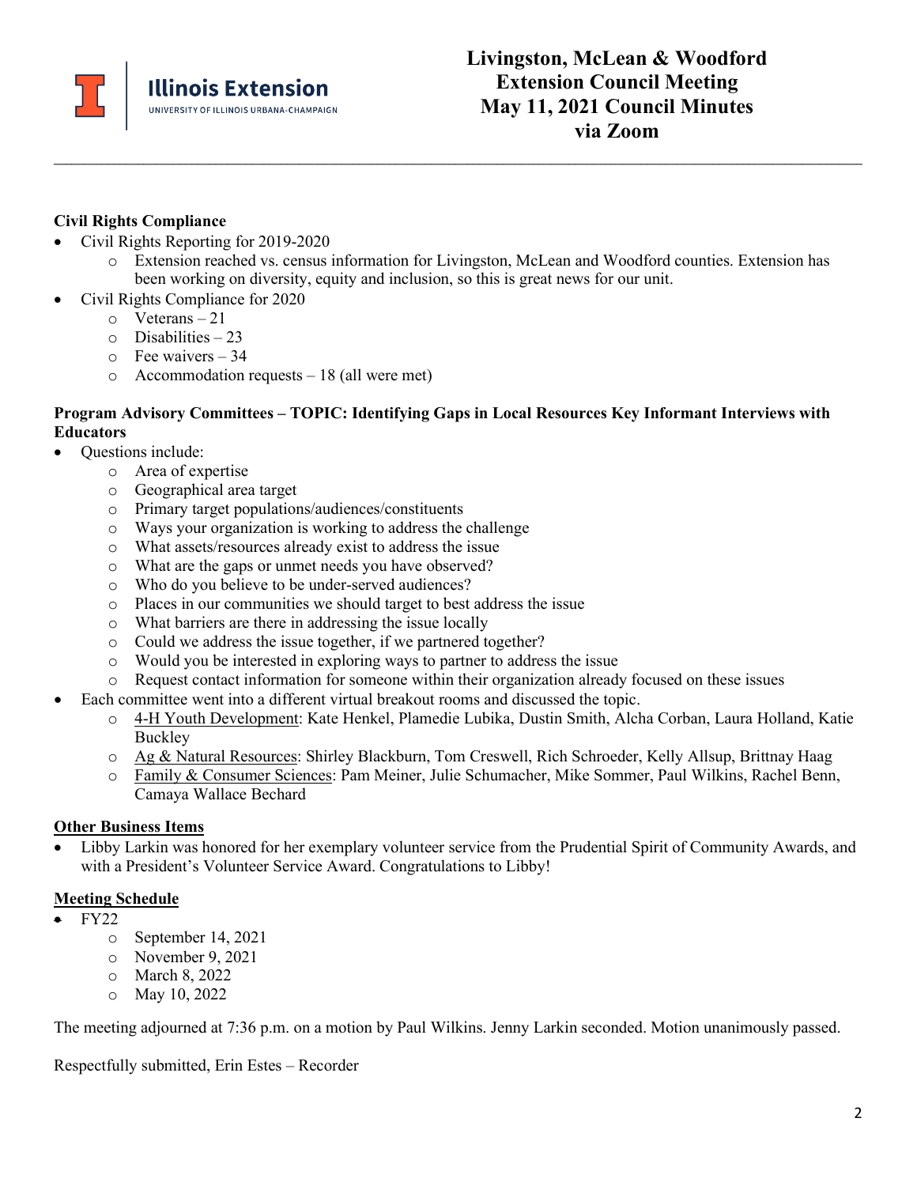# Livingston, McLean & Woodford Extension Council Meeting May 11, 2021 Council Minutes via Zoom

**Civil Rights Compliance**

- Civil Rights Reporting for 2019-2020
  - Extension reached vs. census information for Livingston, McLean and Woodford counties. Extension has been working on diversity, equity and inclusion, so this is great news for our unit.
- Civil Rights Compliance for 2020
  - Veterans – 21
  - Disabilities – 23
  - Fee waivers – 34
  - Accommodation requests – 18 (all were met)

**Program Advisory Committees – TOPIC: Identifying Gaps in Local Resources Key Informant Interviews with Educators**

- Questions include:
  - Area of expertise
  - Geographical area target
  - Primary target populations/audiences/constituents
  - Ways your organization is working to address the challenge
  - What assets/resources already exist to address the issue
  - What are the gaps or unmet needs you have observed?
  - Who do you believe to be under-served audiences?
  - Places in our communities we should target to best address the issue
  - What barriers are there in addressing the issue locally
  - Could we address the issue together, if we partnered together?
  - Would you be interested in exploring ways to partner to address the issue
  - Request contact information for someone within their organization already focused on these issues
- Each committee went into a different virtual breakout rooms and discussed the topic.
  - <u>4-H Youth Development</u>: Kate Henkel, Plamedie Lubika, Dustin Smith, Alcha Corban, Laura Holland, Katie Buckley
  - <u>Ag & Natural Resources</u>: Shirley Blackburn, Tom Creswell, Rich Schroeder, Kelly Allsup, Brittnay Haag
  - <u>Family & Consumer Sciences</u>: Pam Meiner, Julie Schumacher, Mike Sommer, Paul Wilkins, Rachel Benn, Camaya Wallace Bechard

**<u>Other Business Items</u>**

- Libby Larkin was honored for her exemplary volunteer service from the Prudential Spirit of Community Awards, and with a President's Volunteer Service Award. Congratulations to Libby!

**<u>Meeting Schedule</u>**

- FY22
  - September 14, 2021
  - November 9, 2021
  - March 8, 2022
  - May 10, 2022

The meeting adjourned at 7:36 p.m. on a motion by Paul Wilkins. Jenny Larkin seconded. Motion unanimously passed.

Respectfully submitted, Erin Estes – Recorder